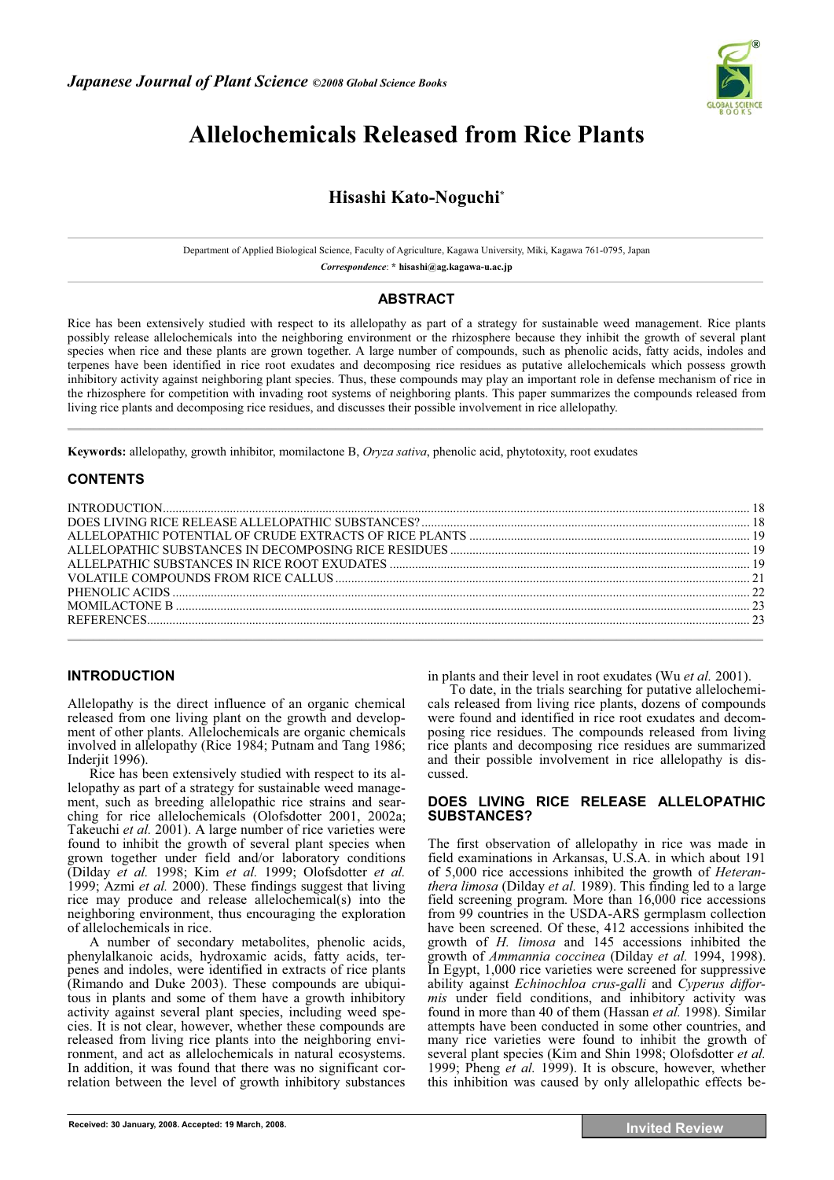# Allelochemicals Released from Rice Plants

## Hisashi Kato-Noguchi*

Department of Applied Biological Science, Faculty of Agriculture, Kagawa University, Miki, Kagawa 761-0795, Japan

*Correspondence*: * hisashi@ag.kagawa-u.ac.jp

## ABSTRACT

Rice has been extensively studied with respect to its allelopathy as part of a strategy for sustainable weed management. Rice plants possibly release allelochemicals into the neighboring environment or the rhizosphere because they inhibit the growth of several plant species when rice and these plants are grown together. A large number of compounds, such as phenolic acids, fatty acids, indoles and terpenes have been identified in rice root exudates and decomposing rice residues as putative allelochemicals which possess growth inhibitory activity against neighboring plant species. Thus, these compounds may play an important role in defense mechanism of rice in the rhizosphere for competition with invading root systems of neighboring plants. This paper summarizes the compounds released from living rice plants and decomposing rice residues, and discusses their possible involvement in rice allelopathy.

**Keywords:** allelopathy, growth inhibitor, momilactone B, *Oryza sativa*, phenolic acid, phytotoxicity, root exudates

## CONTENTS

INTRODUCTION ..... 18
DOES LIVING RICE RELEASE ALLELOPATHIC SUBSTANCES? ..... 18
ALLELOPATHIC POTENTIAL OF CRUDE EXTRACTS OF RICE PLANTS ..... 19
ALLELOPATHIC SUBSTANCES IN DECOMPOSING RICE RESIDUES ..... 19
ALLELPATHIC SUBSTANCES IN RICE ROOT EXUDATES ..... 19
VOLATILE COMPOUNDS FROM RICE CALLUS ..... 21
PHENOLIC ACIDS ..... 22
MOMILACTONE B ..... 23
REFERENCES ..... 23

## INTRODUCTION

Allelopathy is the direct influence of an organic chemical released from one living plant on the growth and development of other plants. Allelochemicals are organic chemicals involved in allelopathy (Rice 1984; Putnam and Tang 1986; Inderjit 1996).

Rice has been extensively studied with respect to its allelopathy as part of a strategy for sustainable weed management, such as breeding allelopathic rice strains and searching for rice allelochemicals (Olofsdotter 2001, 2002a; Takeuchi *et al.* 2001). A large number of rice varieties were found to inhibit the growth of several plant species when grown together under field and/or laboratory conditions (Dilday *et al.* 1998; Kim *et al.* 1999; Olofsdotter *et al.* 1999; Azmi *et al.* 2000). These findings suggest that living rice may produce and release allelochemical(s) into the neighboring environment, thus encouraging the exploration of allelochemicals in rice.

A number of secondary metabolites, phenolic acids, phenylalkanoic acids, hydroxamic acids, fatty acids, terpenes and indoles, were identified in extracts of rice plants (Rimando and Duke 2003). These compounds are ubiquitous in plants and some of them have a growth inhibitory activity against several plant species, including weed species. It is not clear, however, whether these compounds are released from living rice plants into the neighboring environment, and act as allelochemicals in natural ecosystems. In addition, it was found that there was no significant correlation between the level of growth inhibitory substances in plants and their level in root exudates (Wu *et al.* 2001).

To date, in the trials searching for putative allelochemicals released from living rice plants, dozens of compounds were found and identified in rice root exudates and decomposing rice residues. The compounds released from living rice plants and decomposing rice residues are summarized and their possible involvement in rice allelopathy is discussed.

## DOES LIVING RICE RELEASE ALLELOPATHIC SUBSTANCES?

The first observation of allelopathy in rice was made in field examinations in Arkansas, U.S.A. in which about 191 of 5,000 rice accessions inhibited the growth of *Heteranthera limosa* (Dilday *et al.* 1989). This finding led to a large field screening program. More than 16,000 rice accessions from 99 countries in the USDA-ARS germplasm collection have been screened. Of these, 412 accessions inhibited the growth of *H. limosa* and 145 accessions inhibited the growth of *Ammannia coccinea* (Dilday *et al.* 1994, 1998). In Egypt, 1,000 rice varieties were screened for suppressive ability against *Echinochloa crus-galli* and *Cyperus difformis* under field conditions, and inhibitory activity was found in more than 40 of them (Hassan *et al.* 1998). Similar attempts have been conducted in some other countries, and many rice varieties were found to inhibit the growth of several plant species (Kim and Shin 1998; Olofsdotter *et al.* 1999; Pheng *et al.* 1999). It is obscure, however, whether this inhibition was caused by only allelopathic effects be-

Received: 30 January, 2008. Accepted: 19 March, 2008.

**Invited Review**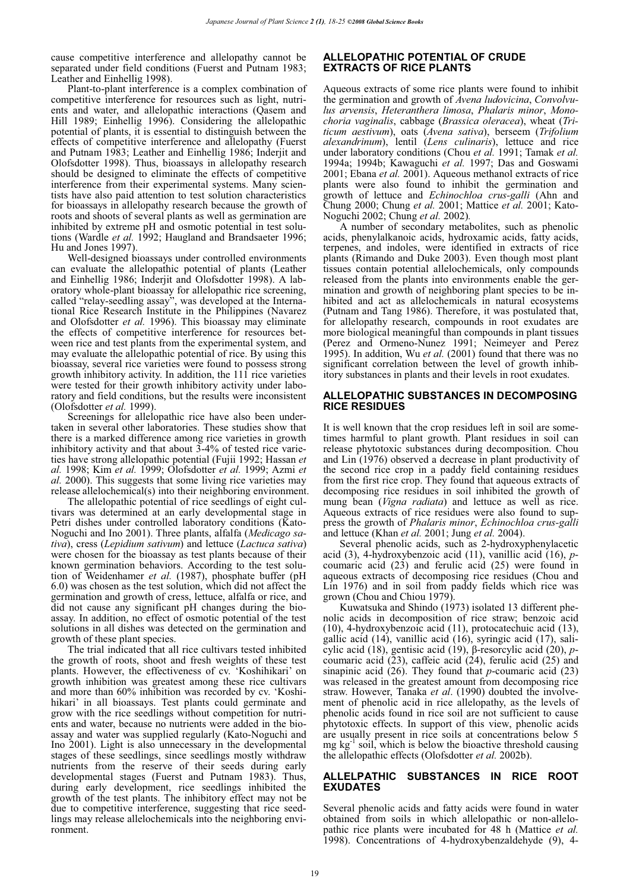cause competitive interference and allelopathy cannot be separated under field conditions (Fuerst and Putnam 1983; Leather and Einhellig 1998).

Plant-to-plant interference is a complex combination of competitive interference for resources such as light, nutrients and water, and allelopathic interactions (Qasem and Hill 1989; Einhellig 1996). Considering the allelopathic potential of plants, it is essential to distinguish between the effects of competitive interference and allelopathy (Fuerst and Putnam 1983; Leather and Einhellig 1986; Inderjit and Olofsdotter 1998). Thus, bioassays in allelopathy research should be designed to eliminate the effects of competitive interference from their experimental systems. Many scientists have also paid attention to test solution characteristics for bioassays in allelopathy research because the growth of roots and shoots of several plants as well as germination are inhibited by extreme pH and osmotic potential in test solutions (Wardle *et al.* 1992; Haugland and Brandsaeter 1996; Hu and Jones 1997).

Well-designed bioassays under controlled environments can evaluate the allelopathic potential of plants (Leather and Einhellig 1986; Inderjit and Olofsdotter 1998). A laboratory whole-plant bioassay for allelopathic rice screening, called "relay-seedling assay", was developed at the International Rice Research Institute in the Philippines (Navarez and Olofsdotter *et al.* 1996). This bioassay may eliminate the effects of competitive interference for resources between rice and test plants from the experimental system, and may evaluate the allelopathic potential of rice. By using this bioassay, several rice varieties were found to possess strong growth inhibitory activity. In addition, the 111 rice varieties were tested for their growth inhibitory activity under laboratory and field conditions, but the results were inconsistent (Olofsdotter *et al.* 1999).

Screenings for allelopathic rice have also been undertaken in several other laboratories. These studies show that there is a marked difference among rice varieties in growth inhibitory activity and that about 3-4% of tested rice varieties have strong allelopathic potential (Fujii 1992; Hassan *et al.* 1998; Kim *et al.* 1999; Olofsdotter *et al.* 1999; Azmi *et al.* 2000). This suggests that some living rice varieties may release allelochemical(s) into their neighboring environment.

The allelopathic potential of rice seedlings of eight cultivars was determined at an early developmental stage in Petri dishes under controlled laboratory conditions (Kato-Noguchi and Ino 2001). Three plants, alfalfa (*Medicago sativa*), cress (*Lepidium sativum*) and lettuce (*Lactuca sativa*) were chosen for the bioassay as test plants because of their known germination behaviors. According to the test solution of Weidenhamer *et al.* (1987), phosphate buffer (pH 6.0) was chosen as the test solution, which did not affect the germination and growth of cress, lettuce, alfalfa or rice, and did not cause any significant pH changes during the bioassay. In addition, no effect of osmotic potential of the test solutions in all dishes was detected on the germination and growth of these plant species.

The trial indicated that all rice cultivars tested inhibited the growth of roots, shoot and fresh weights of these test plants. However, the effectiveness of cv. 'Koshihikari' on growth inhibition was greatest among these rice cultivars and more than 60% inhibition was recorded by cv. 'Koshihikari' in all bioassays. Test plants could germinate and grow with the rice seedlings without competition for nutrients and water, because no nutrients were added in the bioassay and water was supplied regularly (Kato-Noguchi and Ino 2001). Light is also unnecessary in the developmental stages of these seedlings, since seedlings mostly withdraw nutrients from the reserve of their seeds during early developmental stages (Fuerst and Putnam 1983). Thus, during early development, rice seedlings inhibited the growth of the test plants. The inhibitory effect may not be due to competitive interference, suggesting that rice seedlings may release allelochemicals into the neighboring environment.

## ALLELOPATHIC POTENTIAL OF CRUDE EXTRACTS OF RICE PLANTS

Aqueous extracts of some rice plants were found to inhibit the germination and growth of *Avena ludovicina*, *Convolvulus arvensis*, *Heteranthera limosa*, *Phalaris minor*, *Monochoria vaginalis*, cabbage (*Brassica oleracea*), wheat (*Triticum aestivum*), oats (*Avena sativa*), berseem (*Trifolium alexandrinum*), lentil (*Lens culinaris*), lettuce and rice under laboratory conditions (Chou *et al.* 1991; Tamak *et al.* 1994a; 1994b; Kawaguchi *et al.* 1997; Das and Goswami 2001; Ebana *et al.* 2001). Aqueous methanol extracts of rice plants were also found to inhibit the germination and growth of lettuce and *Echinochloa crus-galli* (Ahn and Chung 2000; Chung *et al.* 2001; Mattice *et al.* 2001; Kato-Noguchi 2002; Chung *et al.* 2002).

A number of secondary metabolites, such as phenolic acids, phenylalkanoic acids, hydroxamic acids, fatty acids, terpenes, and indoles, were identified in extracts of rice plants (Rimando and Duke 2003). Even though most plant tissues contain potential allelochemicals, only compounds released from the plants into environments enable the germination and growth of neighboring plant species to be inhibited and act as allelochemicals in natural ecosystems (Putnam and Tang 1986). Therefore, it was postulated that, for allelopathy research, compounds in root exudates are more biological meaningful than compounds in plant tissues (Perez and Ormeno-Nunez 1991; Neimeyer and Perez 1995). In addition, Wu *et al.* (2001) found that there was no significant correlation between the level of growth inhibitory substances in plants and their levels in root exudates.

## ALLELOPATHIC SUBSTANCES IN DECOMPOSING RICE RESIDUES

It is well known that the crop residues left in soil are sometimes harmful to plant growth. Plant residues in soil can release phytotoxic substances during decomposition. Chou and Lin (1976) observed a decrease in plant productivity of the second rice crop in a paddy field containing residues from the first rice crop. They found that aqueous extracts of decomposing rice residues in soil inhibited the growth of mung bean (*Vigna radiata*) and lettuce as well as rice. Aqueous extracts of rice residues were also found to suppress the growth of *Phalaris minor*, *Echinochloa crus-galli* and lettuce (Khan *et al.* 2001; Jung *et al.* 2004).

Several phenolic acids, such as 2-hydroxyphenylacetic acid (3), 4-hydroxybenzoic acid (11), vanillic acid (16), *p*-coumaric acid (23) and ferulic acid (25) were found in aqueous extracts of decomposing rice residues (Chou and Lin 1976) and in soil from paddy fields which rice was grown (Chou and Chiou 1979).

Kuwatsuka and Shindo (1973) isolated 13 different phenolic acids in decomposition of rice straw; benzoic acid (10), 4-hydroxybenzoic acid (11), protocatechuic acid (13), gallic acid (14), vanillic acid (16), syringic acid (17), salicylic acid (18), gentisic acid (19), β-resorcylic acid (20), *p*-coumaric acid (23), caffeic acid (24), ferulic acid (25) and sinapinic acid (26). They found that *p*-coumaric acid (23) was released in the greatest amount from decomposing rice straw. However, Tanaka *et al*. (1990) doubted the involvement of phenolic acid in rice allelopathy, as the levels of phenolic acids found in rice soil are not sufficient to cause phytotoxic effects. In support of this view, phenolic acids are usually present in rice soils at concentrations below 5 mg $kg^{-1}$ soil, which is below the bioactive threshold causing the allelopathic effects (Olofsdotter *et al.* 2002b).

## ALLELPATHIC SUBSTANCES IN RICE ROOT EXUDATES

Several phenolic acids and fatty acids were found in water obtained from soils in which allelopathic or non-allelopathic rice plants were incubated for 48 h (Mattice *et al.* 1998). Concentrations of 4-hydroxybenzaldehyde (9), 4-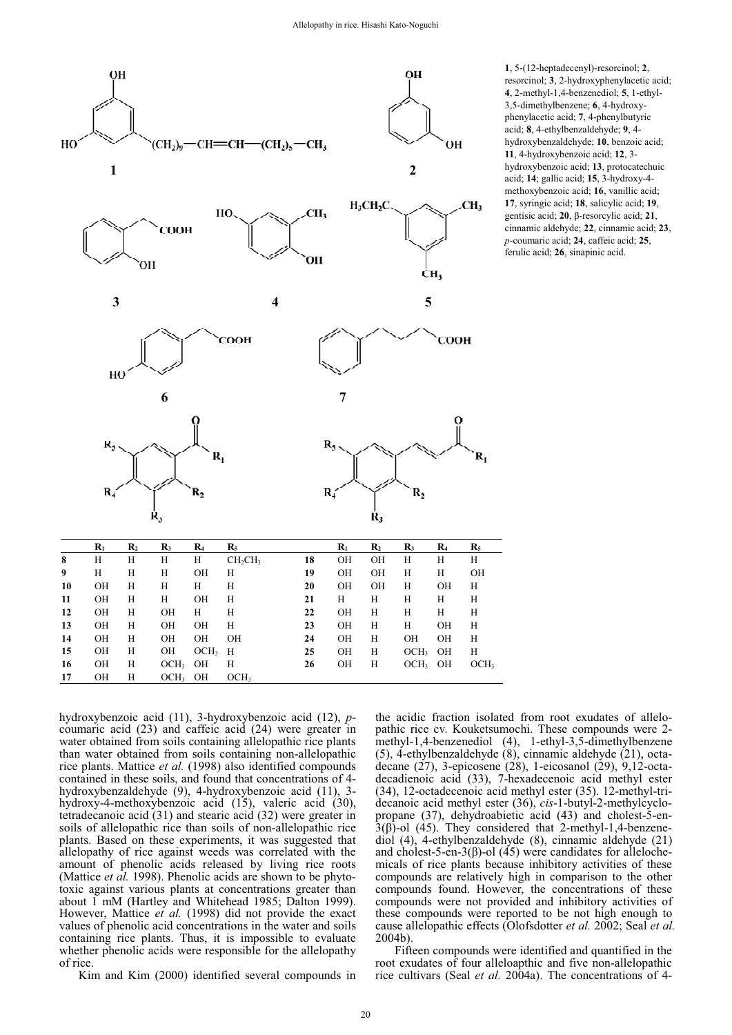**1**, 5-(12-heptadecenyl)-resorcinol; **2**, resorcinol; **3**, 2-hydroxyphenylacetic acid; **4**, 2-methyl-1,4-benzenediol; **5**, 1-ethyl-3,5-dimethylbenzene; **6**, 4-hydroxyphenylacetic acid; **7**, 4-phenylbutyric acid; **8**, 4-ethylbenzaldehyde; **9**, 4-hydroxybenzaldehyde; **10**, benzoic acid; **11**, 4-hydroxybenzoic acid; **12**, 3-hydroxybenzoic acid; **13**, protocatechuic acid; **14**; gallic acid; **15**, 3-hydroxy-4-methoxybenzoic acid; **16**, vanillic acid; **17**, syringic acid; **18**, salicylic acid; **19**, gentisic acid; **20**, β-resorcylic acid; **21**, cinnamic aldehyde; **22**, cinnamic acid; **23**, *p*-coumaric acid; **24**, caffeic acid; **25**, ferulic acid; **26**, sinapinic acid.

| | $R_1$ | $R_2$ | $R_3$ | $R_4$ | $R_5$ |
|---|---|---|---|---|---|
| **8** | H | H | H | H | $CH_2CH_3$ |
| **9** | H | H | H | OH | H |
| **10** | OH | H | H | H | H |
| **11** | OH | H | H | OH | H |
| **12** | OH | H | OH | H | H |
| **13** | OH | H | OH | OH | H |
| **14** | OH | H | OH | OH | OH |
| **15** | OH | H | OH | $OCH_3$ | H |
| **16** | OH | H | $OCH_3$ | OH | H |
| **17** | OH | H | $OCH_3$ | OH | $OCH_3$ |

| | $R_1$ | $R_2$ | $R_3$ | $R_4$ | $R_5$ |
|---|---|---|---|---|---|
| **18** | OH | OH | H | H | H |
| **19** | OH | OH | H | H | OH |
| **20** | OH | OH | H | OH | H |
| **21** | H | H | H | H | H |
| **22** | OH | H | H | H | H |
| **23** | OH | H | H | OH | H |
| **24** | OH | H | OH | OH | H |
| **25** | OH | H | $OCH_3$ | OH | H |
| **26** | OH | H | $OCH_3$ | OH | $OCH_3$ |

hydroxybenzoic acid (11), 3-hydroxybenzoic acid (12), *p*-coumaric acid (23) and caffeic acid (24) were greater in water obtained from soils containing allelopathic rice plants than water obtained from soils containing non-allelopathic rice plants. Mattice *et al.* (1998) also identified compounds contained in these soils, and found that concentrations of 4-hydroxybenzaldehyde (9), 4-hydroxybenzoic acid (11), 3-hydroxy-4-methoxybenzoic acid (15), valeric acid (30), tetradecanoic acid (31) and stearic acid (32) were greater in soils of allelopathic rice than soils of non-allelopathic rice plants. Based on these experiments, it was suggested that allelopathy of rice against weeds was correlated with the amount of phenolic acids released by living rice roots (Mattice *et al.* 1998). Phenolic acids are shown to be phytotoxic against various plants at concentrations greater than about 1 mM (Hartley and Whitehead 1985; Dalton 1999). However, Mattice *et al.* (1998) did not provide the exact values of phenolic acid concentrations in the water and soils containing rice plants. Thus, it is impossible to evaluate whether phenolic acids were responsible for the allelopathy of rice.

Kim and Kim (2000) identified several compounds in the acidic fraction isolated from root exudates of allelopathic rice cv. Kouketsumochi. These compounds were 2-methyl-1,4-benzenediol (4), 1-ethyl-3,5-dimethylbenzene (5), 4-ethylbenzaldehyde (8), cinnamic aldehyde (21), octadecane (27), 3-epicosene (28), 1-eicosanol (29), 9,12-octadecadienoic acid (33), 7-hexadecenoic acid methyl ester (34), 12-octadecenoic acid methyl ester (35). 12-methyl-tridecanoic acid methyl ester (36), *cis*-1-butyl-2-methylcyclopropane (37), dehydroabietic acid (43) and cholest-5-en-3(β)-ol (45). They considered that 2-methyl-1,4-benzenediol (4), 4-ethylbenzaldehyde (8), cinnamic aldehyde (21) and cholest-5-en-3(β)-ol (45) were candidates for allelochemicals of rice plants because inhibitory activities of these compounds are relatively high in comparison to the other compounds found. However, the concentrations of these compounds were not provided and inhibitory activities of these compounds were reported to be not high enough to cause allelopathic effects (Olofsdotter *et al.* 2002; Seal *et al.* 2004b).

Fifteen compounds were identified and quantified in the root exudates of four alleloapthic and five non-allelopathic rice cultivars (Seal *et al.* 2004a). The concentrations of 4-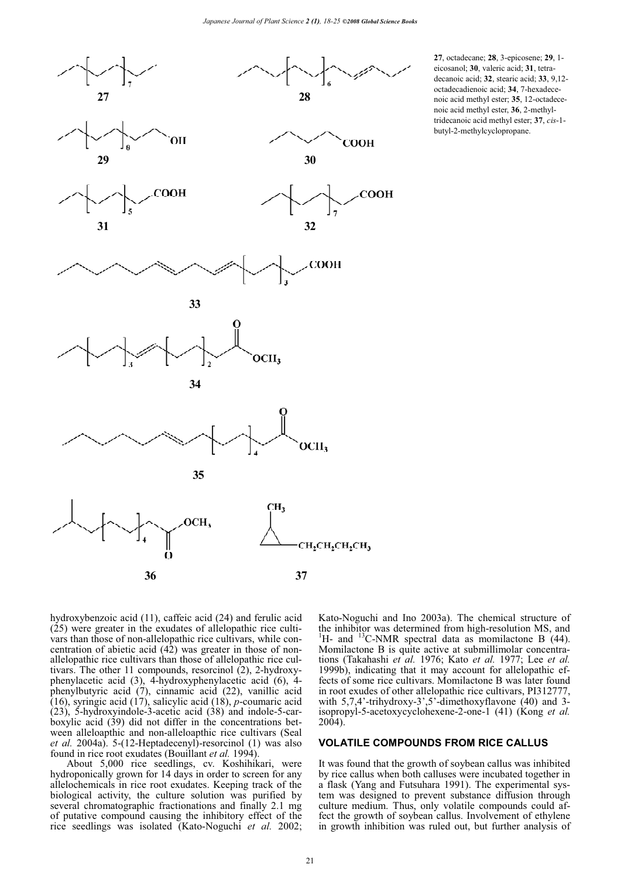**27**, octadecane; **28**, 3-epicosene; **29**, 1-eicosanol; **30**, valeric acid; **31**, tetradecanoic acid; **32**, stearic acid; **33**, 9,12-octadecadienoic acid; **34**, 7-hexadecenoic acid methyl ester; **35**, 12-octadecenoic acid methyl ester, **36**, 2-methyltridecanoic acid methyl ester; **37**, *cis*-1-butyl-2-methylcyclopropane.

hydroxybenzoic acid (11), caffeic acid (24) and ferulic acid (25) were greater in the exudates of allelopathic rice cultivars than those of non-allelopathic rice cultivars, while concentration of abietic acid (42) was greater in those of non-allelopathic rice cultivars than those of allelopathic rice cultivars. The other 11 compounds, resorcinol (2), 2-hydroxyphenylacetic acid (3), 4-hydroxyphenylacetic acid (6), 4-phenylbutyric acid (7), cinnamic acid (22), vanillic acid (16), syringic acid (17), salicylic acid (18), *p*-coumaric acid (23), 5-hydroxyindole-3-acetic acid (38) and indole-5-carboxylic acid (39) did not differ in the concentrations between alleloapthic and non-alleloapthic rice cultivars (Seal *et al.* 2004a). 5-(12-Heptadecenyl)-resorcinol (1) was also found in rice root exudates (Bouillant *et al.* 1994).

About 5,000 rice seedlings, cv. Koshihikari, were hydroponically grown for 14 days in order to screen for any allelochemicals in rice root exudates. Keeping track of the biological activity, the culture solution was purified by several chromatographic fractionations and finally 2.1 mg of putative compound causing the inhibitory effect of the rice seedlings was isolated (Kato-Noguchi *et al.* 2002; Kato-Noguchi and Ino 2003a). The chemical structure of the inhibitor was determined from high-resolution MS, and $^{1}$H- and $^{13}$C-NMR spectral data as momilactone B (44). Momilactone B is quite active at submillimolar concentrations (Takahashi *et al.* 1976; Kato *et al.* 1977; Lee *et al.* 1999b), indicating that it may account for allelopathic effects of some rice cultivars. Momilactone B was later found in root exudes of other allelopathic rice cultivars, PI312777, with 5,7,4'-trihydroxy-3',5'-dimethoxyflavone (40) and 3-isopropyl-5-acetoxycyclohexene-2-one-1 (41) (Kong *et al.* 2004).

## VOLATILE COMPOUNDS FROM RICE CALLUS

It was found that the growth of soybean callus was inhibited by rice callus when both calluses were incubated together in a flask (Yang and Futsuhara 1991). The experimental system was designed to prevent substance diffusion through culture medium. Thus, only volatile compounds could affect the growth of soybean callus. Involvement of ethylene in growth inhibition was ruled out, but further analysis of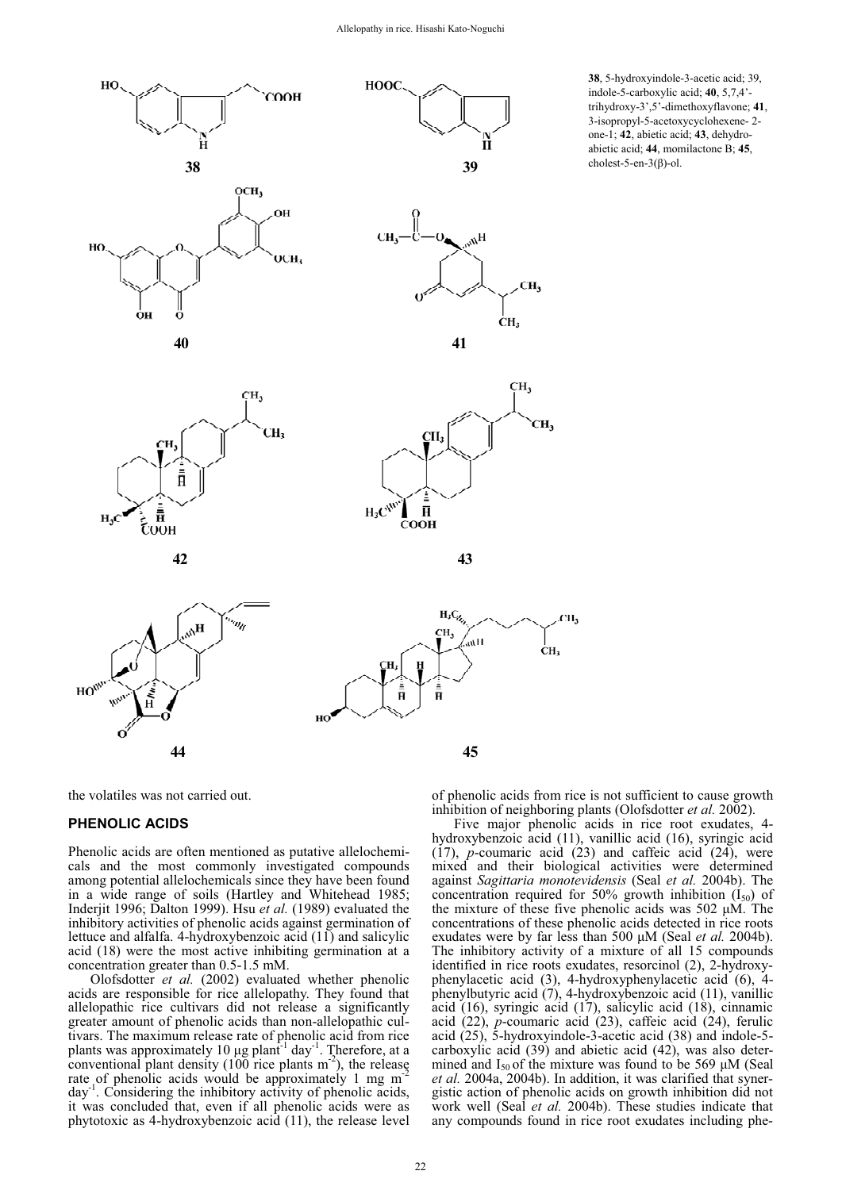**38**, 5-hydroxyindole-3-acetic acid; 39, indole-5-carboxylic acid; **40**, 5,7,4'-trihydroxy-3',5'-dimethoxyflavone; **41**, 3-isopropyl-5-acetoxycyclohexene- 2-one-1; **42**, abietic acid; **43**, dehydro-abietic acid; **44**, momilactone B; **45**, cholest-5-en-3(β)-ol.

the volatiles was not carried out.

## PHENOLIC ACIDS

Phenolic acids are often mentioned as putative allelochemicals and the most commonly investigated compounds among potential allelochemicals since they have been found in a wide range of soils (Hartley and Whitehead 1985; Inderjit 1996; Dalton 1999). Hsu *et al.* (1989) evaluated the inhibitory activities of phenolic acids against germination of lettuce and alfalfa. 4-hydroxybenzoic acid (11) and salicylic acid (18) were the most active inhibiting germination at a concentration greater than 0.5-1.5 mM.

Olofsdotter *et al.* (2002) evaluated whether phenolic acids are responsible for rice allelopathy. They found that allelopathic rice cultivars did not release a significantly greater amount of phenolic acids than non-allelopathic cultivars. The maximum release rate of phenolic acid from rice plants was approximately 10 μg $plant^{-1}$ $day^{-1}$. Therefore, at a conventional plant density (100 rice plants $m^{-2}$), the release rate of phenolic acids would be approximately 1 mg $m^{-2}$ $day^{-1}$. Considering the inhibitory activity of phenolic acids, it was concluded that, even if all phenolic acids were as phytotoxic as 4-hydroxybenzoic acid (11), the release level of phenolic acids from rice is not sufficient to cause growth inhibition of neighboring plants (Olofsdotter *et al.* 2002).

Five major phenolic acids in rice root exudates, 4-hydroxybenzoic acid (11), vanillic acid (16), syringic acid (17), *p*-coumaric acid (23) and caffeic acid (24), were mixed and their biological activities were determined against *Sagittaria monotevidensis* (Seal *et al.* 2004b). The concentration required for 50% growth inhibition ($I_{50}$) of the mixture of these five phenolic acids was 502 μM. The concentrations of these phenolic acids detected in rice roots exudates were by far less than 500 μM (Seal *et al.* 2004b). The inhibitory activity of a mixture of all 15 compounds identified in rice roots exudates, resorcinol (2), 2-hydroxyphenylacetic acid (3), 4-hydroxyphenylacetic acid (6), 4-phenylbutyric acid (7), 4-hydroxybenzoic acid (11), vanillic acid (16), syringic acid (17), salicylic acid (18), cinnamic acid (22), *p*-coumaric acid (23), caffeic acid (24), ferulic acid (25), 5-hydroxyindole-3-acetic acid (38) and indole-5-carboxylic acid (39) and abietic acid (42), was also determined and $I_{50}$ of the mixture was found to be 569 μM (Seal *et al.* 2004a, 2004b). In addition, it was clarified that synergistic action of phenolic acids on growth inhibition did not work well (Seal *et al.* 2004b). These studies indicate that any compounds found in rice root exudates including phe-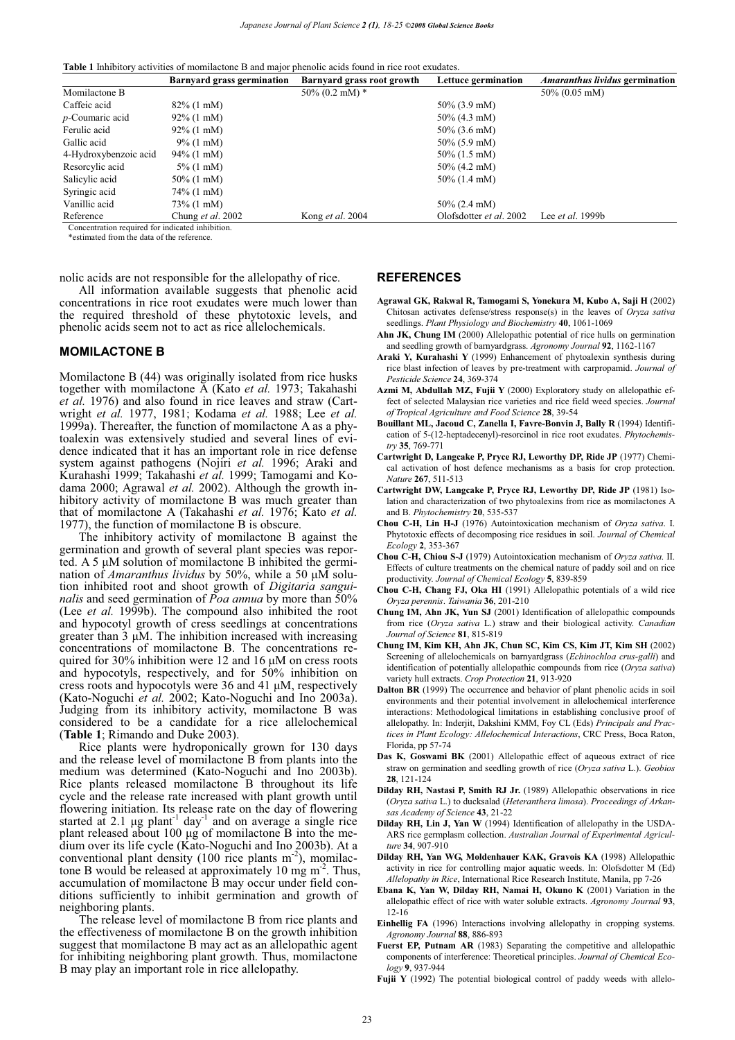**Table 1** Inhibitory activities of momilactone B and major phenolic acids found in rice root exudates.

| | Barnyard grass germination | Barnyard grass root growth | Lettuce germination | *Amaranthus lividus* germination |
|---|---|---|---|---|
| Momilactone B | | 50% (0.2 mM) * | | 50% (0.05 mM) |
| Caffeic acid | 82% (1 mM) | | 50% (3.9 mM) | |
| *p*-Coumaric acid | 92% (1 mM) | | 50% (4.3 mM) | |
| Ferulic acid | 92% (1 mM) | | 50% (3.6 mM) | |
| Gallic acid | 9% (1 mM) | | 50% (5.9 mM) | |
| 4-Hydroxybenzoic acid | 94% (1 mM) | | 50% (1.5 mM) | |
| Resorcylic acid | 5% (1 mM) | | 50% (4.2 mM) | |
| Salicylic acid | 50% (1 mM) | | 50% (1.4 mM) | |
| Syringic acid | 74% (1 mM) | | | |
| Vanillic acid | 73% (1 mM) | | 50% (2.4 mM) | |
| Reference | Chung *et al.* 2002 | Kong *et al.* 2004 | Olofsdotter *et al.* 2002 | Lee *et al.* 1999b |

Concentration required for indicated inhibition.
*estimated from the data of the reference.

nolic acids are not responsible for the allelopathy of rice.

All information available suggests that phenolic acid concentrations in rice root exudates were much lower than the required threshold of these phytotoxic levels, and phenolic acids seem not to act as rice allelochemicals.

## MOMILACTONE B

Momilactone B (44) was originally isolated from rice husks together with momilactone A (Kato *et al.* 1973; Takahashi *et al.* 1976) and also found in rice leaves and straw (Cartwright *et al.* 1977, 1981; Kodama *et al.* 1988; Lee *et al.* 1999a). Thereafter, the function of momilactone A as a phytoalexin was extensively studied and several lines of evidence indicated that it has an important role in rice defense system against pathogens (Nojiri *et al.* 1996; Araki and Kurahashi 1999; Takahashi *et al.* 1999; Tamogami and Kodama 2000; Agrawal *et al.* 2002). Although the growth inhibitory activity of momilactone B was much greater than that of momilactone A (Takahashi *et al.* 1976; Kato *et al.* 1977), the function of momilactone B is obscure.

The inhibitory activity of momilactone B against the germination and growth of several plant species was reported. A 5 μM solution of momilactone B inhibited the germination of *Amaranthus lividus* by 50%, while a 50 μM solution inhibited root and shoot growth of *Digitaria sanguinalis* and seed germination of *Poa annua* by more than 50% (Lee *et al.* 1999b). The compound also inhibited the root and hypocotyl growth of cress seedlings at concentrations greater than 3 μM. The inhibition increased with increasing concentrations of momilactone B. The concentrations required for 30% inhibition were 12 and 16 μM on cress roots and hypocotyls, respectively, and for 50% inhibition on cress roots and hypocotyls were 36 and 41 μM, respectively (Kato-Noguchi *et al.* 2002; Kato-Noguchi and Ino 2003a). Judging from its inhibitory activity, momilactone B was considered to be a candidate for a rice allelochemical (**Table 1**; Rimando and Duke 2003).

Rice plants were hydroponically grown for 130 days and the release level of momilactone B from plants into the medium was determined (Kato-Noguchi and Ino 2003b). Rice plants released momilactone B throughout its life cycle and the release rate increased with plant growth until flowering initiation. Its release rate on the day of flowering started at 2.1 μg $plant^{-1}$ $day^{-1}$ and on average a single rice plant released about 100 μg of momilactone B into the medium over its life cycle (Kato-Noguchi and Ino 2003b). At a conventional plant density (100 rice plants $m^{-2}$), momilactone B would be released at approximately 10 mg $m^{-2}$. Thus, accumulation of momilactone B may occur under field conditions sufficiently to inhibit germination and growth of neighboring plants.

The release level of momilactone B from rice plants and the effectiveness of momilactone B on the growth inhibition suggest that momilactone B may act as an allelopathic agent for inhibiting neighboring plant growth. Thus, momilactone B may play an important role in rice allelopathy.

## REFERENCES

**Agrawal GK, Rakwal R, Tamogami S, Yonekura M, Kubo A, Saji H** (2002) Chitosan activates defense/stress response(s) in the leaves of *Oryza sativa* seedlings. *Plant Physiology and Biochemistry* **40**, 1061-1069

**Ahn JK, Chung IM** (2000) Allelopathic potential of rice hulls on germination and seedling growth of barnyardgrass. *Agronomy Journal* **92**, 1162-1167

**Araki Y, Kurahashi Y** (1999) Enhancement of phytoalexin synthesis during rice blast infection of leaves by pre-treatment with carpropamid. *Journal of Pesticide Science* **24**, 369-374

**Azmi M, Abdullah MZ, Fujii Y** (2000) Exploratory study on allelopathic effect of selected Malaysian rice varieties and rice field weed species. *Journal of Tropical Agriculture and Food Science* **28**, 39-54

**Bouillant ML, Jacoud C, Zanella I, Favre-Bonvin J, Bally R** (1994) Identification of 5-(12-heptadecenyl)-resorcinol in rice root exudates. *Phytochemistry* **35**, 769-771

**Cartwright D, Langcake P, Pryce RJ, Leworthy DP, Ride JP** (1977) Chemical activation of host defence mechanisms as a basis for crop protection. *Nature* **267**, 511-513

**Cartwright DW, Langcake P, Pryce RJ, Leworthy DP, Ride JP** (1981) Isolation and characterization of two phytoalexins from rice as momilactones A and B. *Phytochemistry* **20**, 535-537

**Chou C-H, Lin H-J** (1976) Autointoxication mechanism of *Oryza sativa*. I. Phytotoxic effects of decomposing rice residues in soil. *Journal of Chemical Ecology* **2**, 353-367

**Chou C-H, Chiou S-J** (1979) Autointoxication mechanism of *Oryza sativa*. II. Effects of culture treatments on the chemical nature of paddy soil and on rice productivity. *Journal of Chemical Ecology* **5**, 839-859

**Chou C-H, Chang FJ, Oka HI** (1991) Allelopathic potentials of a wild rice *Oryza perennis*. *Taiwania* **36**, 201-210

**Chung IM, Ahn JK, Yun SJ** (2001) Identification of allelopathic compounds from rice (*Oryza sativa* L.) straw and their biological activity. *Canadian Journal of Science* **81**, 815-819

**Chung IM, Kim KH, Ahn JK, Chun SC, Kim CS, Kim JT, Kim SH** (2002) Screening of allelochemicals on barnyardgrass (*Echinochloa crus-galli*) and identification of potentially allelopathic compounds from rice (*Oryza sativa*) variety hull extracts. *Crop Protection* **21**, 913-920

**Dalton BR** (1999) The occurrence and behavior of plant phenolic acids in soil environments and their potential involvement in allelochemical interference interactions: Methodological limitations in establishing conclusive proof of allelopathy. In: Inderjit, Dakshini KMM, Foy CL (Eds) *Principals and Practices in Plant Ecology: Allelochemical Interactions*, CRC Press, Boca Raton, Florida, pp 57-74

**Das K, Goswami BK** (2001) Allelopathic effect of aqueous extract of rice straw on germination and seedling growth of rice (*Oryza sativa* L.). *Geobios* **28**, 121-124

**Dilday RH, Nastasi P, Smith RJ Jr.** (1989) Allelopathic observations in rice (*Oryza sativa* L.) to ducksalad (*Heteranthera limosa*). *Proceedings of Arkansas Academy of Science* **43**, 21-22

**Dilday RH, Lin J, Yan W** (1994) Identification of allelopathy in the USDA-ARS rice germplasm collection. *Australian Journal of Experimental Agriculture* **34**, 907-910

**Dilday RH, Yan WG, Moldenhauer KAK, Gravois KA** (1998) Allelopathic activity in rice for controlling major aquatic weeds. In: Olofsdotter M (Ed) *Allelopathy in Rice*, International Rice Research Institute, Manila, pp 7-26

**Ebana K, Yan W, Dilday RH, Namai H, Okuno K** (2001) Variation in the allelopathic effect of rice with water soluble extracts. *Agronomy Journal* **93**, 12-16

**Einhellig FA** (1996) Interactions involving allelopathy in cropping systems. *Agronomy Journal* **88**, 886-893

**Fuerst EP, Putnam AR** (1983) Separating the competitive and allelopathic components of interference: Theoretical principles. *Journal of Chemical Ecology* **9**, 937-944

**Fujii Y** (1992) The potential biological control of paddy weeds with allelo-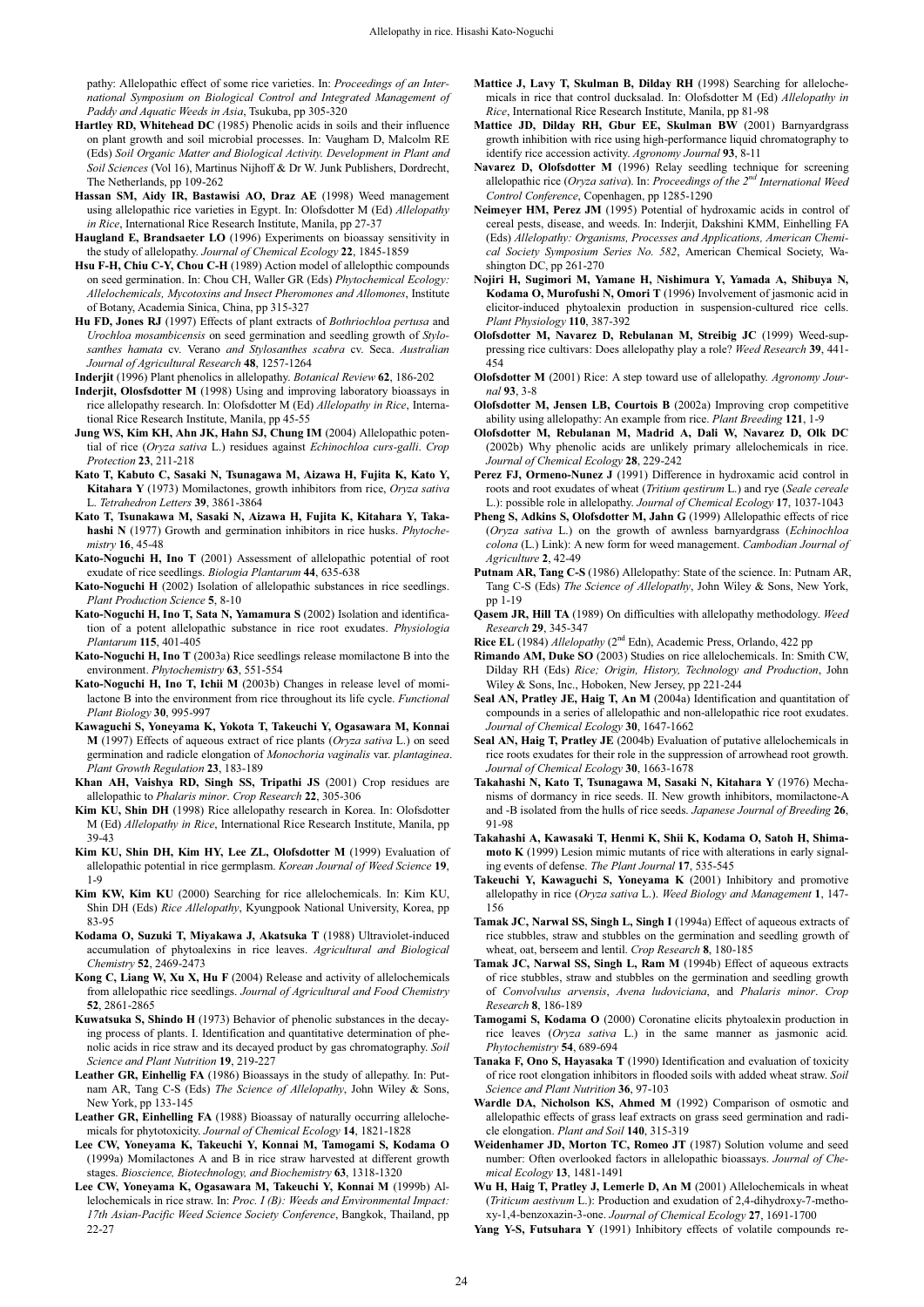pathy: Allelopathic effect of some rice varieties. In: *Proceedings of an International Symposium on Biological Control and Integrated Management of Paddy and Aquatic Weeds in Asia*, Tsukuba, pp 305-320

**Hartley RD, Whitehead DC** (1985) Phenolic acids in soils and their influence on plant growth and soil microbial processes. In: Vaugham D, Malcolm RE (Eds) *Soil Organic Matter and Biological Activity. Development in Plant and Soil Sciences* (Vol 16), Martinus Nijhoff & Dr W. Junk Publishers, Dordrecht, The Netherlands, pp 109-262

**Hassan SM, Aidy IR, Bastawisi AO, Draz AE** (1998) Weed management using allelopathic rice varieties in Egypt. In: Olofsdotter M (Ed) *Allelopathy in Rice*, International Rice Research Institute, Manila, pp 27-37

**Haugland E, Brandsaeter LO** (1996) Experiments on bioassay sensitivity in the study of allelopathy. *Journal of Chemical Ecology* **22**, 1845-1859

**Hsu F-H, Chiu C-Y, Chou C-H** (1989) Action model of allelopthic compounds on seed germination. In: Chou CH, Waller GR (Eds) *Phytochemical Ecology: Allelochemicals, Mycotoxins and Insect Pheromones and Allomones*, Institute of Botany, Academia Sinica, China, pp 315-327

**Hu FD, Jones RJ** (1997) Effects of plant extracts of *Bothriochloa pertusa* and *Urochloa mosambicensis* on seed germination and seedling growth of *Stylosanthes hamata* cv. Verano *and Stylosanthes scabra* cv. Seca. *Australian Journal of Agricultural Research* **48**, 1257-1264

**Inderjit** (1996) Plant phenolics in allelopathy. *Botanical Review* **62**, 186-202

**Inderjit, Olosfsdotter M** (1998) Using and improving laboratory bioassays in rice allelopathy research. In: Olofsdotter M (Ed) *Allelopathy in Rice*, International Rice Research Institute, Manila, pp 45-55

**Jung WS, Kim KH, Ahn JK, Hahn SJ, Chung IM** (2004) Allelopathic potential of rice (*Oryza sativa* L.) residues against *Echinochloa curs-galli*. *Crop Protection* **23**, 211-218

**Kato T, Kabuto C, Sasaki N, Tsunagawa M, Aizawa H, Fujita K, Kato Y, Kitahara Y** (1973) Momilactones, growth inhibitors from rice, *Oryza sativa* L. *Tetrahedron Letters* **39**, 3861-3864

**Kato T, Tsunakawa M, Sasaki N, Aizawa H, Fujita K, Kitahara Y, Takahashi N** (1977) Growth and germination inhibitors in rice husks. *Phytochemistry* **16**, 45-48

**Kato-Noguchi H, Ino T** (2001) Assessment of allelopathic potential of root exudate of rice seedlings. *Biologia Plantarum* **44**, 635-638

**Kato-Noguchi H** (2002) Isolation of allelopathic substances in rice seedlings. *Plant Production Science* **5**, 8-10

**Kato-Noguchi H, Ino T, Sata N, Yamamura S** (2002) Isolation and identification of a potent allelopathic substance in rice root exudates. *Physiologia Plantarum* **115**, 401-405

**Kato-Noguchi H, Ino T** (2003a) Rice seedlings release momilactone B into the environment. *Phytochemistry* **63**, 551-554

**Kato-Noguchi H, Ino T, Ichii M** (2003b) Changes in release level of momilactone B into the environment from rice throughout its life cycle. *Functional Plant Biology* **30**, 995-997

**Kawaguchi S, Yoneyama K, Yokota T, Takeuchi Y, Ogasawara M, Konnai M** (1997) Effects of aqueous extract of rice plants (*Oryza sativa* L.) on seed germination and radicle elongation of *Monochoria vaginalis* var. *plantaginea*. *Plant Growth Regulation* **23**, 183-189

**Khan AH, Vaishya RD, Singh SS, Tripathi JS** (2001) Crop residues are allelopathic to *Phalaris minor*. *Crop Research* **22**, 305-306

**Kim KU, Shin DH** (1998) Rice allelopathy research in Korea. In: Olofsdotter M (Ed) *Allelopathy in Rice*, International Rice Research Institute, Manila, pp 39-43

**Kim KU, Shin DH, Kim HY, Lee ZL, Olofsdotter M** (1999) Evaluation of allelopathic potential in rice germplasm. *Korean Journal of Weed Science* **19**, 1-9

**Kim KW, Kim KU** (2000) Searching for rice allelochemicals. In: Kim KU, Shin DH (Eds) *Rice Allelopathy*, Kyungpook National University, Korea, pp 83-95

**Kodama O, Suzuki T, Miyakawa J, Akatsuka T** (1988) Ultraviolet-induced accumulation of phytoalexins in rice leaves. *Agricultural and Biological Chemistry* **52**, 2469-2473

**Kong C, Liang W, Xu X, Hu F** (2004) Release and activity of allelochemicals from allelopathic rice seedlings. *Journal of Agricultural and Food Chemistry* **52**, 2861-2865

**Kuwatsuka S, Shindo H** (1973) Behavior of phenolic substances in the decaying process of plants. I. Identification and quantitative determination of phenolic acids in rice straw and its decayed product by gas chromatography. *Soil Science and Plant Nutrition* **19**, 219-227

**Leather GR, Einhellig FA** (1986) Bioassays in the study of allepathy. In: Putnam AR, Tang C-S (Eds) *The Science of Allelopathy*, John Wiley & Sons, New York, pp 133-145

**Leather GR, Einhelling FA** (1988) Bioassay of naturally occurring allelochemicals for phytotoxicity. *Journal of Chemical Ecology* **14**, 1821-1828

**Lee CW, Yoneyama K, Takeuchi Y, Konnai M, Tamogami S, Kodama O** (1999a) Momilactones A and B in rice straw harvested at different growth stages. *Bioscience, Biotechnology, and Biochemistry* **63**, 1318-1320

**Lee CW, Yoneyama K, Ogasawara M, Takeuchi Y, Konnai M** (1999b) Allelochemicals in rice straw. In: *Proc. I (B): Weeds and Environmental Impact: 17th Asian-Pacific Weed Science Society Conference*, Bangkok, Thailand, pp 22-27

**Mattice J, Lavy T, Skulman B, Dilday RH** (1998) Searching for allelochemicals in rice that control ducksalad. In: Olofsdotter M (Ed) *Allelopathy in Rice*, International Rice Research Institute, Manila, pp 81-98

**Mattice JD, Dilday RH, Gbur EE, Skulman BW** (2001) Barnyardgrass growth inhibition with rice using high-performance liquid chromatography to identify rice accession activity. *Agronomy Journal* **93**, 8-11

**Navarez D, Olofsdotter M** (1996) Relay seedling technique for screening allelopathic rice (*Oryza sativa*). In: *Proceedings of the 2nd International Weed Control Conference*, Copenhagen, pp 1285-1290

**Neimeyer HM, Perez JM** (1995) Potential of hydroxamic acids in control of cereal pests, disease, and weeds. In: Inderjit, Dakshini KMM, Einhelling FA (Eds) *Allelopathy: Organisms, Processes and Applications, American Chemical Society Symposium Series No. 582*, American Chemical Society, Washington DC, pp 261-270

**Nojiri H, Sugimori M, Yamane H, Nishimura Y, Yamada A, Shibuya N, Kodama O, Murofushi N, Omori T** (1996) Involvement of jasmonic acid in elicitor-induced phytoalexin production in suspension-cultured rice cells. *Plant Physiology* **110**, 387-392

**Olofsdotter M, Navarez D, Rebulanan M, Streibig JC** (1999) Weed-suppressing rice cultivars: Does allelopathy play a role? *Weed Research* **39**, 441-454

**Olofsdotter M** (2001) Rice: A step toward use of allelopathy. *Agronomy Journal* **93**, 3-8

**Olofsdotter M, Jensen LB, Courtois B** (2002a) Improving crop competitive ability using allelopathy: An example from rice. *Plant Breeding* **121**, 1-9

**Olofsdotter M, Rebulanan M, Madrid A, Dali W, Navarez D, Olk DC** (2002b) Why phenolic acids are unlikely primary allelochemicals in rice. *Journal of Chemical Ecology* **28**, 229-242

**Perez FJ, Ormeno-Nunez J** (1991) Difference in hydroxamic acid control in roots and root exudates of wheat (*Tritium qestirum* L.) and rye (*Seale cereale* L.): possible role in allelopathy. *Journal of Chemical Ecology* **17**, 1037-1043

**Pheng S, Adkins S, Olofsdotter M, Jahn G** (1999) Allelopathic effects of rice (*Oryza sativa* L.) on the growth of awnless barnyardgrass (*Echinochloa colona* (L.) Link): A new form for weed management. *Cambodian Journal of Agriculture* **2**, 42-49

**Putnam AR, Tang C-S** (1986) Allelopathy: State of the science. In: Putnam AR, Tang C-S (Eds) *The Science of Allelopathy*, John Wiley & Sons, New York, pp 1-19

**Qasem JR, Hill TA** (1989) On difficulties with allelopathy methodology. *Weed Research* **29**, 345-347

**Rice EL** (1984) *Allelopathy* (2nd Edn), Academic Press, Orlando, 422 pp

**Rimando AM, Duke SO** (2003) Studies on rice allelochemicals. In: Smith CW, Dilday RH (Eds) *Rice; Origin, History, Technology and Production*, John Wiley & Sons, Inc., Hoboken, New Jersey, pp 221-244

**Seal AN, Pratley JE, Haig T, An M** (2004a) Identification and quantitation of compounds in a series of allelopathic and non-allelopathic rice root exudates. *Journal of Chemical Ecology* **30**, 1647-1662

**Seal AN, Haig T, Pratley JE** (2004b) Evaluation of putative allelochemicals in rice roots exudates for their role in the suppression of arrowhead root growth. *Journal of Chemical Ecology* **30**, 1663-1678

**Takahashi N, Kato T, Tsunagawa M, Sasaki N, Kitahara Y** (1976) Mechanisms of dormancy in rice seeds. II. New growth inhibitors, momilactone-A and -B isolated from the hulls of rice seeds. *Japanese Journal of Breeding* **26**, 91-98

**Takahashi A, Kawasaki T, Henmi K, Shii K, Kodama O, Satoh H, Shimamoto K** (1999) Lesion mimic mutants of rice with alterations in early signaling events of defense. *The Plant Journal* **17**, 535-545

**Takeuchi Y, Kawaguchi S, Yoneyama K** (2001) Inhibitory and promotive allelopathy in rice (*Oryza sativa* L.). *Weed Biology and Management* **1**, 147-156

**Tamak JC, Narwal SS, Singh L, Singh I** (1994a) Effect of aqueous extracts of rice stubbles, straw and stubbles on the germination and seedling growth of wheat, oat, berseem and lentil. *Crop Research* **8**, 180-185

**Tamak JC, Narwal SS, Singh L, Ram M** (1994b) Effect of aqueous extracts of rice stubbles, straw and stubbles on the germination and seedling growth of *Convolvulus arvensis*, *Avena ludoviciana*, and *Phalaris minor*. *Crop Research* **8**, 186-189

**Tamogami S, Kodama O** (2000) Coronatine elicits phytoalexin production in rice leaves (*Oryza sativa* L.) in the same manner as jasmonic acid*. Phytochemistry* **54**, 689-694

**Tanaka F, Ono S, Hayasaka T** (1990) Identification and evaluation of toxicity of rice root elongation inhibitors in flooded soils with added wheat straw. *Soil Science and Plant Nutrition* **36**, 97-103

**Wardle DA, Nicholson KS, Ahmed M** (1992) Comparison of osmotic and allelopathic effects of grass leaf extracts on grass seed germination and radicle elongation. *Plant and Soil* **140**, 315-319

**Weidenhamer JD, Morton TC, Romeo JT** (1987) Solution volume and seed number: Often overlooked factors in allelopathic bioassays. *Journal of Chemical Ecology* **13**, 1481-1491

**Wu H, Haig T, Pratley J, Lemerle D, An M** (2001) Allelochemicals in wheat (*Triticum aestivum* L.): Production and exudation of 2,4-dihydroxy-7-methoxy-1,4-benzoxazin-3-one. *Journal of Chemical Ecology* **27**, 1691-1700

**Yang Y-S, Futsuhara Y** (1991) Inhibitory effects of volatile compounds re-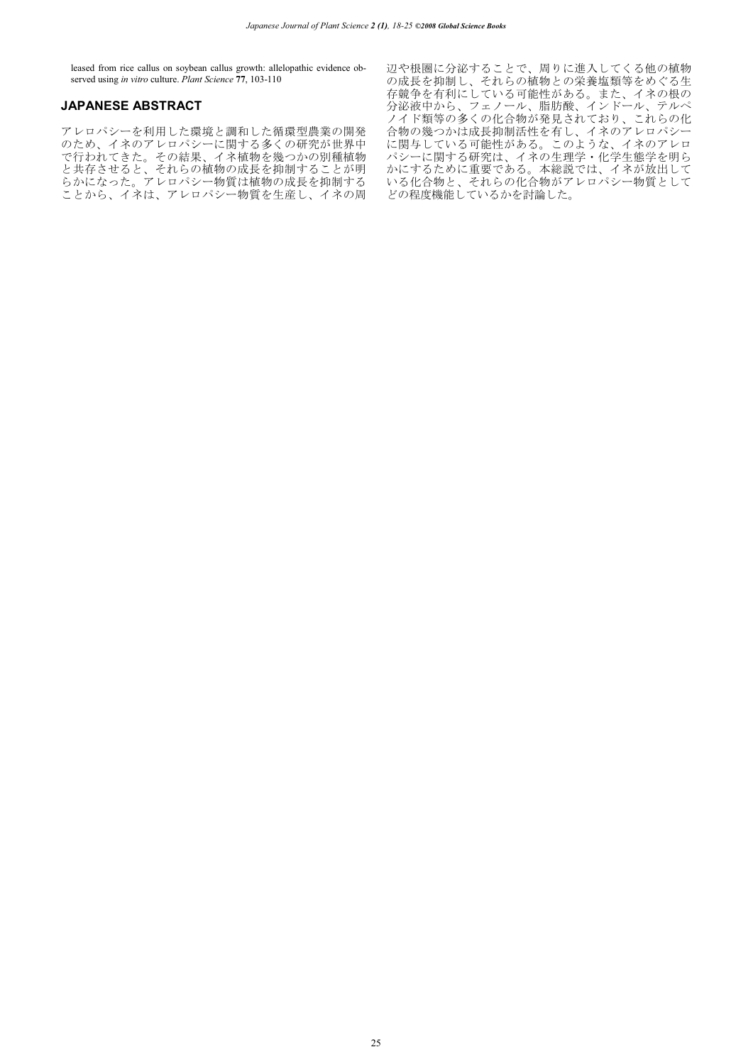leased from rice callus on soybean callus growth: allelopathic evidence observed using *in vitro* culture. *Plant Science* **77**, 103-110

## JAPANESE ABSTRACT

アレロパシーを利用した環境と調和した循環型農業の開発のため、イネのアレロパシーに関する多くの研究が世界中で行われてきた。その結果、イネ植物を幾つかの別種植物と共存させると、それらの植物の成長を抑制することが明らかになった。アレロパシー物質は植物の成長を抑制することから、イネは、アレロパシー物質を生産し、イネの周辺や根圏に分泌することで、周りに進入してくる他の植物の成長を抑制し、それらの植物との栄養塩類等をめぐる生存競争を有利にしている可能性がある。また、イネの根の分泌液中から、フェノール、脂肪酸、インドール、テルペノイド類等の多くの化合物が発見されており、これらの化合物の幾つかは成長抑制活性を有し、イネのアレロパシーに関与している可能性がある。このような、イネのアレロパシーに関する研究は、イネの生理学・化学生態学を明らかにするために重要である。本総説では、イネが放出している化合物と、それらの化合物がアレロパシー物質としてどの程度機能しているかを討論した。